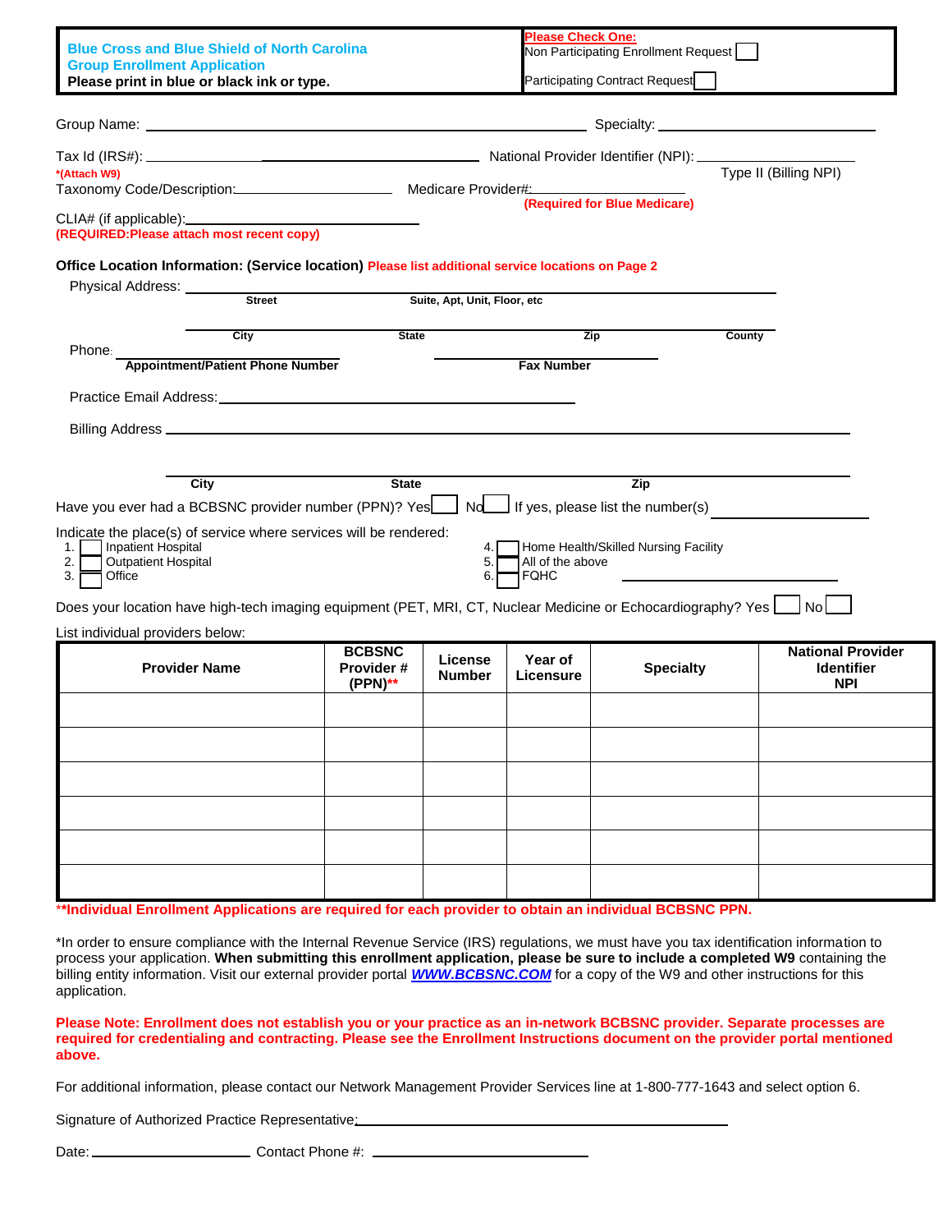**Blue Cross and Blue Shield of North Carolina**
**Group Enrollment Application**
**Please print in blue or black ink or type.**

**Please Check One:**
Non Participating Enrollment Request ☐
Participating Contract Request ☐

Group Name: ______________________________ Specialty: ______________________

Tax Id (IRS#): ______________________________ National Provider Identifier (NPI): ______________________
*(Attach W9) Type II (Billing NPI)

Taxonomy Code/Description: ______________________ Medicare Provider#: ______________________
(Required for Blue Medicare)

CLIA# (if applicable): ______________________
(REQUIRED:Please attach most recent copy)

**Office Location Information: (Service location)** Please list additional service locations on Page 2

Physical Address: ____________________________________________
Street | Suite, Apt, Unit, Floor, etc

____________________________________________
City | State | Zip | County

Phone: ______________________ ______________________
Appointment/Patient Phone Number | Fax Number

Practice Email Address: ______________________

Billing Address ____________________________________________

____________________________________________
City | State | Zip

Have you ever had a BCBSNC provider number (PPN)? Yes ☐ No ☐ If yes, please list the number(s) ______________________

Indicate the place(s) of service where services will be rendered:

1. ☐ Inpatient Hospital
2. ☐ Outpatient Hospital
3. ☐ Office
4. ☐ Home Health/Skilled Nursing Facility
5. ☐ All of the above
6. ☐ FQHC ______________________

Does your location have high-tech imaging equipment (PET, MRI, CT, Nuclear Medicine or Echocardiography? Yes ☐ No ☐

List individual providers below:

| Provider Name | BCBSNC Provider # (PPN)** | License Number | Year of Licensure | Specialty | National Provider Identifier NPI |
|---|---|---|---|---|---|
| | | | | | |
| | | | | | |
| | | | | | |
| | | | | | |
| | | | | | |
| | | | | | |

****Individual Enrollment Applications are required for each provider to obtain an individual BCBSNC PPN.**

*In order to ensure compliance with the Internal Revenue Service (IRS) regulations, we must have you tax identification information to process your application. **When submitting this enrollment application, please be sure to include a completed W9** containing the billing entity information. Visit our external provider portal ***WWW.BCBSNC.COM*** for a copy of the W9 and other instructions for this application.

**Please Note: Enrollment does not establish you or your practice as an in-network BCBSNC provider. Separate processes are required for credentialing and contracting. Please see the Enrollment Instructions document on the provider portal mentioned above.**

For additional information, please contact our Network Management Provider Services line at 1-800-777-1643 and select option 6.

Signature of Authorized Practice Representative: ______________________________

Date: ______________________ Contact Phone #: ______________________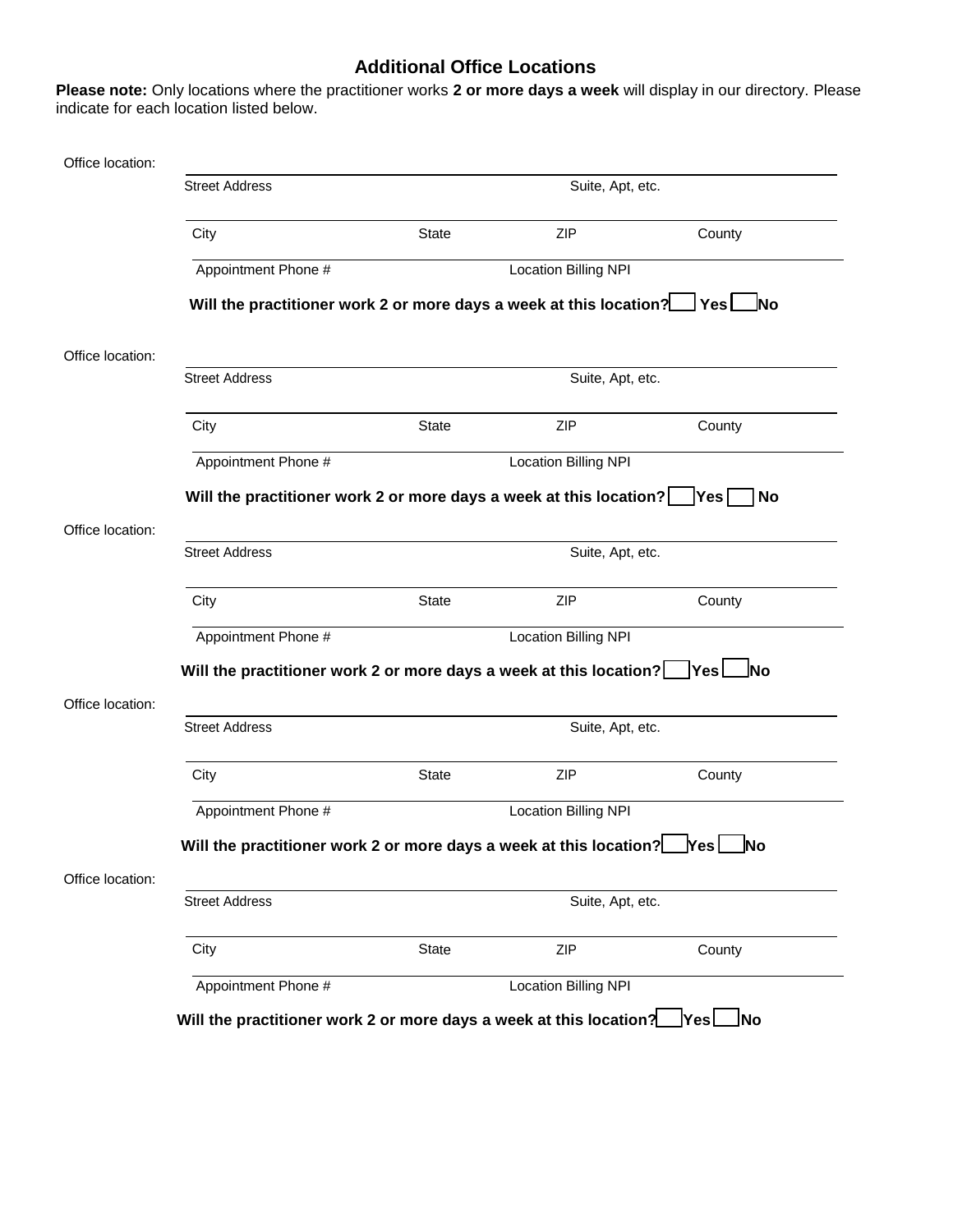## Additional Office Locations

**Please note:** Only locations where the practitioner works **2 or more days a week** will display in our directory. Please indicate for each location listed below.

Office location:

Street Address Suite, Apt, etc.

City State ZIP County

Appointment Phone # Location Billing NPI

**Will the practitioner work 2 or more days a week at this location? ☐ Yes ☐ No**

Office location:

Street Address Suite, Apt, etc.

City State ZIP County

Appointment Phone # Location Billing NPI

**Will the practitioner work 2 or more days a week at this location? ☐ Yes ☐ No**

Office location:

Street Address Suite, Apt, etc.

City State ZIP County

Appointment Phone # Location Billing NPI

**Will the practitioner work 2 or more days a week at this location? ☐ Yes ☐ No**

Office location:

Street Address Suite, Apt, etc.

City State ZIP County

Appointment Phone # Location Billing NPI

**Will the practitioner work 2 or more days a week at this location? ☐ Yes ☐ No**

Office location:

Street Address Suite, Apt, etc.

City State ZIP County

Appointment Phone # Location Billing NPI

**Will the practitioner work 2 or more days a week at this location? ☐ Yes ☐ No**